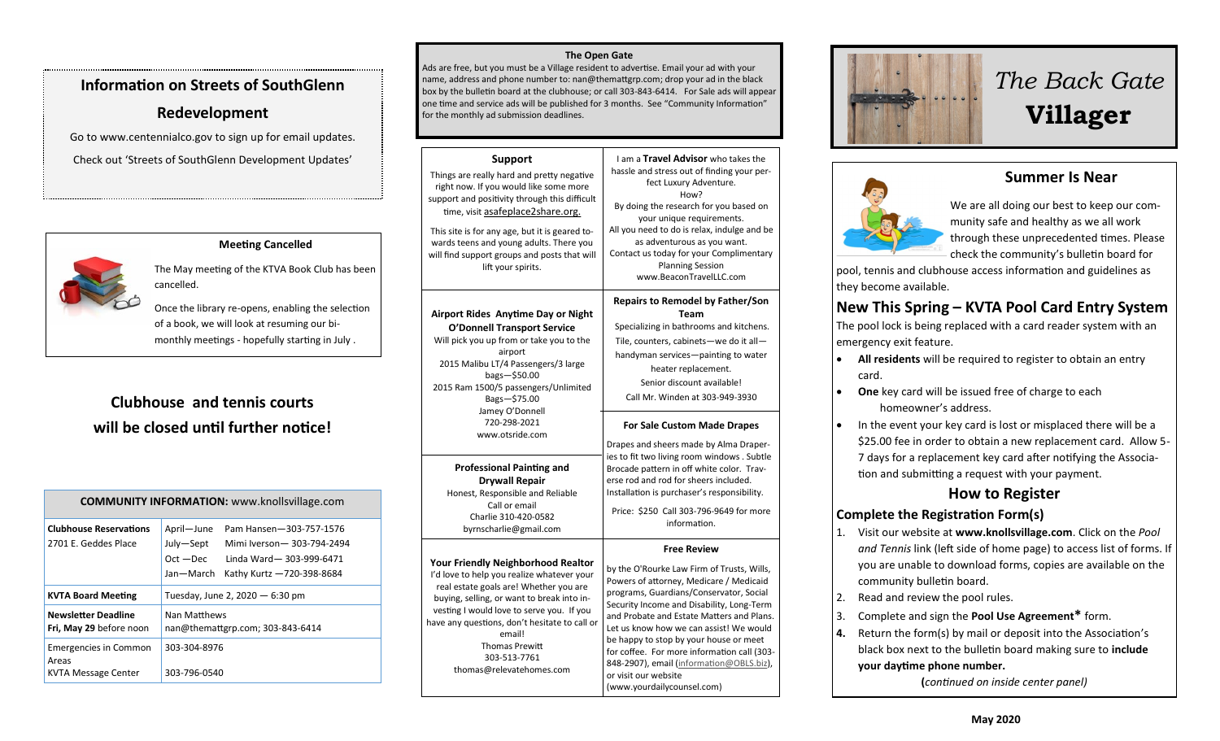## Information on Streets of SouthGlenn Redevelopment

Go to www.centennialco.gov to sign up for email updates.

Check out 'Streets of SouthGlenn Development Updates'

### Meeting Cancelled

The May meeting of the KTVA Book Club has been cancelled.

Once the library re-opens, enabling the selection of a book, we will look at resuming our bi-monthly meetings - hopefully starting in July .

## Clubhouse and tennis courts will be closed until further notice!

| COMMUNITY INFORMATION: www.knollsvillage.com | |
|---|---|
| **Clubhouse Reservations** 2701 E. Geddes Place | April—June Pam Hansen—303-757-1576<br>July—Sept Mimi Iverson— 303-794-2494<br>Oct —Dec Linda Ward— 303-999-6471<br>Jan—March Kathy Kurtz —720-398-8684 |
| **KVTA Board Meeting** | Tuesday, June 2, 2020 — 6:30 pm |
| **Newsletter Deadline Fri, May 29** before noon | Nan Matthews<br>nan@themattgrp.com; 303-843-6414 |
| Emergencies in Common Areas<br>KVTA Message Center | 303-304-8976<br>303-796-0540 |

### The Open Gate

Ads are free, but you must be a Village resident to advertise. Email your ad with your name, address and phone number to: nan@themattgrp.com; drop your ad in the black box by the bulletin board at the clubhouse; or call 303-843-6414. For Sale ads will appear one time and service ads will be published for 3 months. See "Community Information" for the monthly ad submission deadlines.

**Support**

Things are really hard and pretty negative right now. If you would like some more support and positivity through this difficult time, visit asafeplace2share.org.

This site is for any age, but it is geared towards teens and young adults. There you will find support groups and posts that will lift your spirits.

I am a **Travel Advisor** who takes the hassle and stress out of finding your perfect Luxury Adventure.
How?
By doing the research for you based on your unique requirements.
All you need to do is relax, indulge and be as adventurous as you want.
Contact us today for your Complimentary Planning Session
www.BeaconTravelLLC.com

**Airport Rides Anytime Day or Night**
**O'Donnell Transport Service**
Will pick you up from or take you to the airport
2015 Malibu LT/4 Passengers/3 large bags—$50.00
2015 Ram 1500/5 passengers/Unlimited Bags—$75.00
Jamey O'Donnell
720-298-2021
www.otsride.com

**Repairs to Remodel by Father/Son Team**
Specializing in bathrooms and kitchens.
Tile, counters, cabinets—we do it all—handyman services—painting to water heater replacement.
Senior discount available!
Call Mr. Winden at 303-949-3930

**For Sale Custom Made Drapes**

Drapes and sheers made by Alma Draperies to fit two living room windows . Subtle Brocade pattern in off white color. Traverse rod and rod for sheers included. Installation is purchaser's responsibility.

Price: $250 Call 303-796-9649 for more information.

**Professional Painting and Drywall Repair**
Honest, Responsible and Reliable
Call or email
Charlie 310-420-0582
byrnscharlie@gmail.com

**Your Friendly Neighborhood Realtor**
I'd love to help you realize whatever your real estate goals are! Whether you are buying, selling, or want to break into investing I would love to serve you. If you have any questions, don't hesitate to call or email!
Thomas Prewitt
303-513-7761
thomas@relevatehomes.com

**Free Review**

by the O'Rourke Law Firm of Trusts, Wills, Powers of attorney, Medicare / Medicaid programs, Guardians/Conservator, Social Security Income and Disability, Long-Term and Probate and Estate Matters and Plans. Let us know how we can assist! We would be happy to stop by your house or meet for coffee. For more information call (303-848-2907), email (information@OBLS.biz), or visit our website (www.yourdailycounsel.com)

# *The Back Gate* Villager

## Summer Is Near

We are all doing our best to keep our community safe and healthy as we all work through these unprecedented times. Please check the community's bulletin board for pool, tennis and clubhouse access information and guidelines as they become available.

## New This Spring – KVTA Pool Card Entry System

The pool lock is being replaced with a card reader system with an emergency exit feature.

- **All residents** will be required to register to obtain an entry card.
- **One** key card will be issued free of charge to each homeowner's address.
- In the event your key card is lost or misplaced there will be a $25.00 fee in order to obtain a new replacement card. Allow 5-7 days for a replacement key card after notifying the Association and submitting a request with your payment.

## How to Register

### Complete the Registration Form(s)

1. Visit our website at **www.knollsvillage.com**. Click on the *Pool and Tennis* link (left side of home page) to access list of forms. If you are unable to download forms, copies are available on the community bulletin board.
2. Read and review the pool rules.
3. Complete and sign the **Pool Use Agreement*** form.
4. Return the form(s) by mail or deposit into the Association's black box next to the bulletin board making sure to **include your daytime phone number.**

(*continued on inside center panel)*

May 2020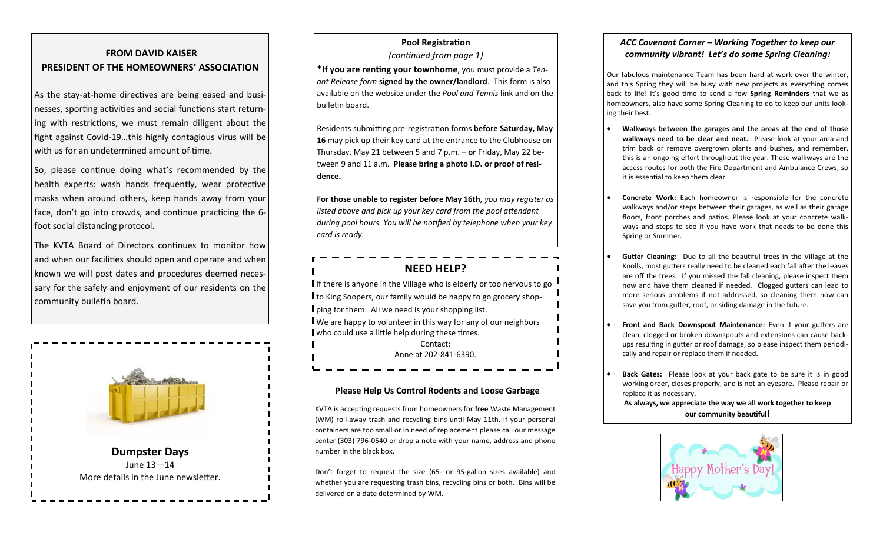## FROM DAVID KAISER
## PRESIDENT OF THE HOMEOWNERS' ASSOCIATION

As the stay-at-home directives are being eased and businesses, sporting activities and social functions start returning with restrictions, we must remain diligent about the fight against Covid-19…this highly contagious virus will be with us for an undetermined amount of time.

So, please continue doing what's recommended by the health experts: wash hands frequently, wear protective masks when around others, keep hands away from your face, don't go into crowds, and continue practicing the 6-foot social distancing protocol.

The KVTA Board of Directors continues to monitor how and when our facilities should open and operate and when known we will post dates and procedures deemed necessary for the safely and enjoyment of our residents on the community bulletin board.

## Dumpster Days

June 13—14

More details in the June newsletter.

## Pool Registration

*(continued from page 1)*

**\*If you are renting your townhome**, you must provide a *Tenant Release form* **signed by the owner/landlord**. This form is also available on the website under the *Pool and Tennis* link and on the bulletin board.

Residents submitting pre-registration forms **before Saturday, May 16** may pick up their key card at the entrance to the Clubhouse on Thursday, May 21 between 5 and 7 p.m. – **or** Friday, May 22 between 9 and 11 a.m. **Please bring a photo I.D. or proof of residence.**

**For those unable to register before May 16th,** *you may register as listed above and pick up your key card from the pool attendant during pool hours. You will be notified by telephone when your key card is ready.*

## NEED HELP?

If there is anyone in the Village who is elderly or too nervous to go to King Soopers, our family would be happy to go grocery shopping for them. All we need is your shopping list.

We are happy to volunteer in this way for any of our neighbors who could use a little help during these times.

Contact:
Anne at 202-841-6390.

### Please Help Us Control Rodents and Loose Garbage

KVTA is accepting requests from homeowners for **free** Waste Management (WM) roll-away trash and recycling bins until May 11th. If your personal containers are too small or in need of replacement please call our message center (303) 796-0540 or drop a note with your name, address and phone number in the black box.

Don't forget to request the size (65- or 95-gallon sizes available) and whether you are requesting trash bins, recycling bins or both. Bins will be delivered on a date determined by WM.

### *ACC Covenant Corner – Working Together to keep our community vibrant! Let's do some Spring Cleaning!*

Our fabulous maintenance Team has been hard at work over the winter, and this Spring they will be busy with new projects as everything comes back to life! It's good time to send a few **Spring Reminders** that we as homeowners, also have some Spring Cleaning to do to keep our units looking their best.

- **Walkways between the garages and the areas at the end of those walkways need to be clear and neat.** Please look at your area and trim back or remove overgrown plants and bushes, and remember, this is an ongoing effort throughout the year. These walkways are the access routes for both the Fire Department and Ambulance Crews, so it is essential to keep them clear.
- **Concrete Work:** Each homeowner is responsible for the concrete walkways and/or steps between their garages, as well as their garage floors, front porches and patios. Please look at your concrete walkways and steps to see if you have work that needs to be done this Spring or Summer.
- **Gutter Cleaning:** Due to all the beautiful trees in the Village at the Knolls, most gutters really need to be cleaned each fall after the leaves are off the trees. If you missed the fall cleaning, please inspect them now and have them cleaned if needed. Clogged gutters can lead to more serious problems if not addressed, so cleaning them now can save you from gutter, roof, or siding damage in the future.
- **Front and Back Downspout Maintenance:** Even if your gutters are clean, clogged or broken downspouts and extensions can cause backups resulting in gutter or roof damage, so please inspect them periodically and repair or replace them if needed.
- **Back Gates:** Please look at your back gate to be sure it is in good working order, closes properly, and is not an eyesore. Please repair or replace it as necessary.

**As always, we appreciate the way we all work together to keep our community beautiful!**

Happy Mother's Day!